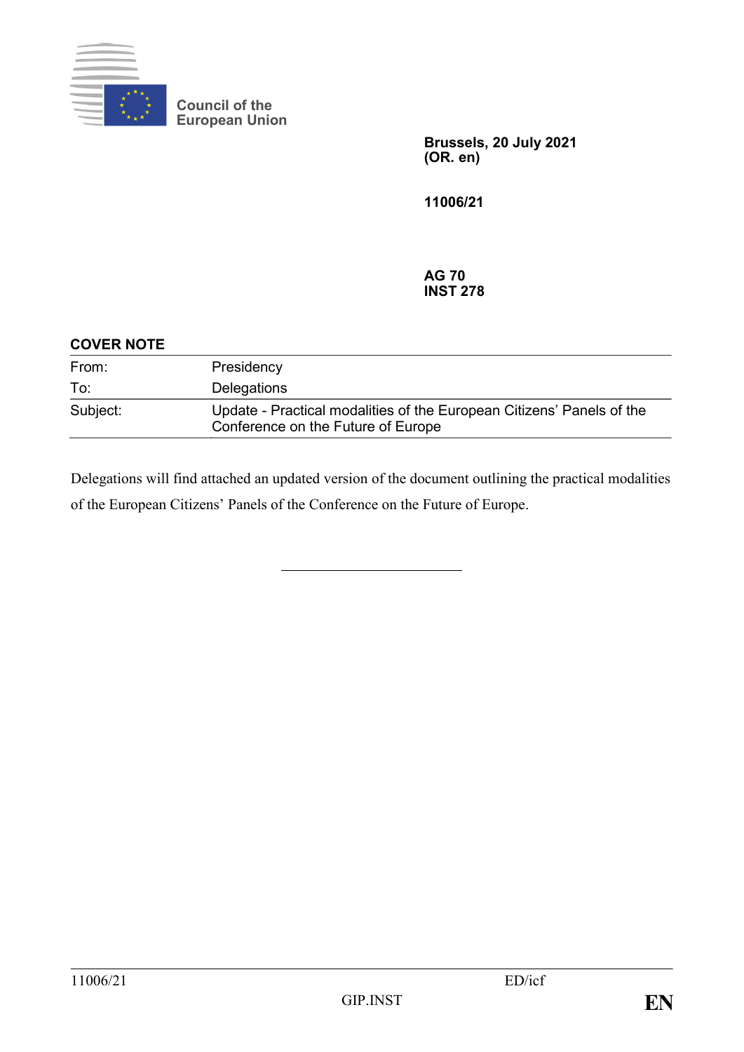Council of the
European Union

**Brussels, 20 July 2021**
**(OR. en)**

**11006/21**

**AG 70**
**INST 278**

**COVER NOTE**

| | |
|---|---|
| From: | Presidency |
| To: | Delegations |
| Subject: | Update - Practical modalities of the European Citizens' Panels of the Conference on the Future of Europe |

Delegations will find attached an updated version of the document outlining the practical modalities of the European Citizens' Panels of the Conference on the Future of Europe.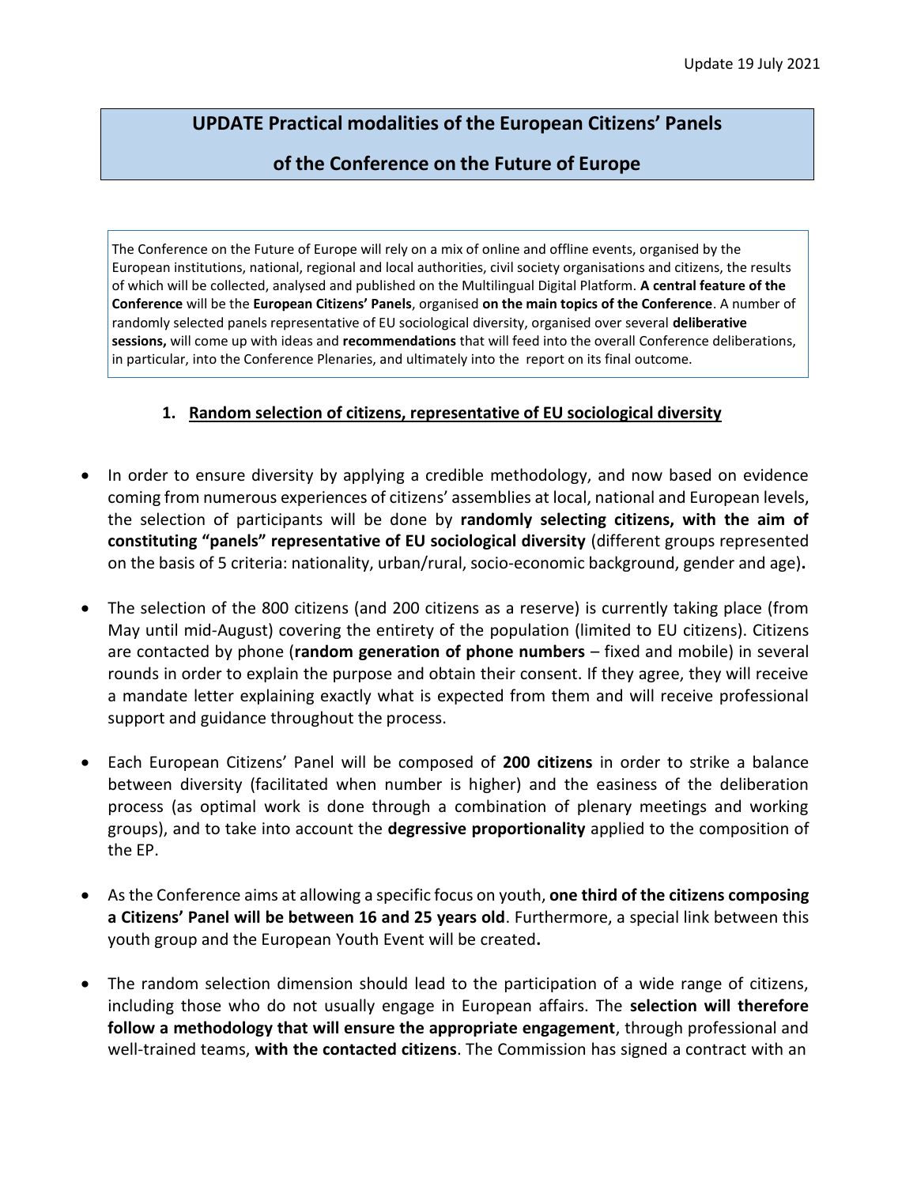# UPDATE Practical modalities of the European Citizens' Panels of the Conference on the Future of Europe

Update 19 July 2021

> The Conference on the Future of Europe will rely on a mix of online and offline events, organised by the European institutions, national, regional and local authorities, civil society organisations and citizens, the results of which will be collected, analysed and published on the Multilingual Digital Platform. **A central feature of the Conference** will be the **European Citizens' Panels**, organised **on the main topics of the Conference**. A number of randomly selected panels representative of EU sociological diversity, organised over several **deliberative sessions,** will come up with ideas and **recommendations** that will feed into the overall Conference deliberations, in particular, into the Conference Plenaries, and ultimately into the report on its final outcome.

## 1. Random selection of citizens, representative of EU sociological diversity

- In order to ensure diversity by applying a credible methodology, and now based on evidence coming from numerous experiences of citizens' assemblies at local, national and European levels, the selection of participants will be done by **randomly selecting citizens, with the aim of constituting "panels" representative of EU sociological diversity** (different groups represented on the basis of 5 criteria: nationality, urban/rural, socio-economic background, gender and age)**.**

- The selection of the 800 citizens (and 200 citizens as a reserve) is currently taking place (from May until mid-August) covering the entirety of the population (limited to EU citizens). Citizens are contacted by phone (**random generation of phone numbers** – fixed and mobile) in several rounds in order to explain the purpose and obtain their consent. If they agree, they will receive a mandate letter explaining exactly what is expected from them and will receive professional support and guidance throughout the process.

- Each European Citizens' Panel will be composed of **200 citizens** in order to strike a balance between diversity (facilitated when number is higher) and the easiness of the deliberation process (as optimal work is done through a combination of plenary meetings and working groups), and to take into account the **degressive proportionality** applied to the composition of the EP.

- As the Conference aims at allowing a specific focus on youth, **one third of the citizens composing a Citizens' Panel will be between 16 and 25 years old**. Furthermore, a special link between this youth group and the European Youth Event will be created**.**

- The random selection dimension should lead to the participation of a wide range of citizens, including those who do not usually engage in European affairs. The **selection will therefore follow a methodology that will ensure the appropriate engagement**, through professional and well-trained teams, **with the contacted citizens**. The Commission has signed a contract with an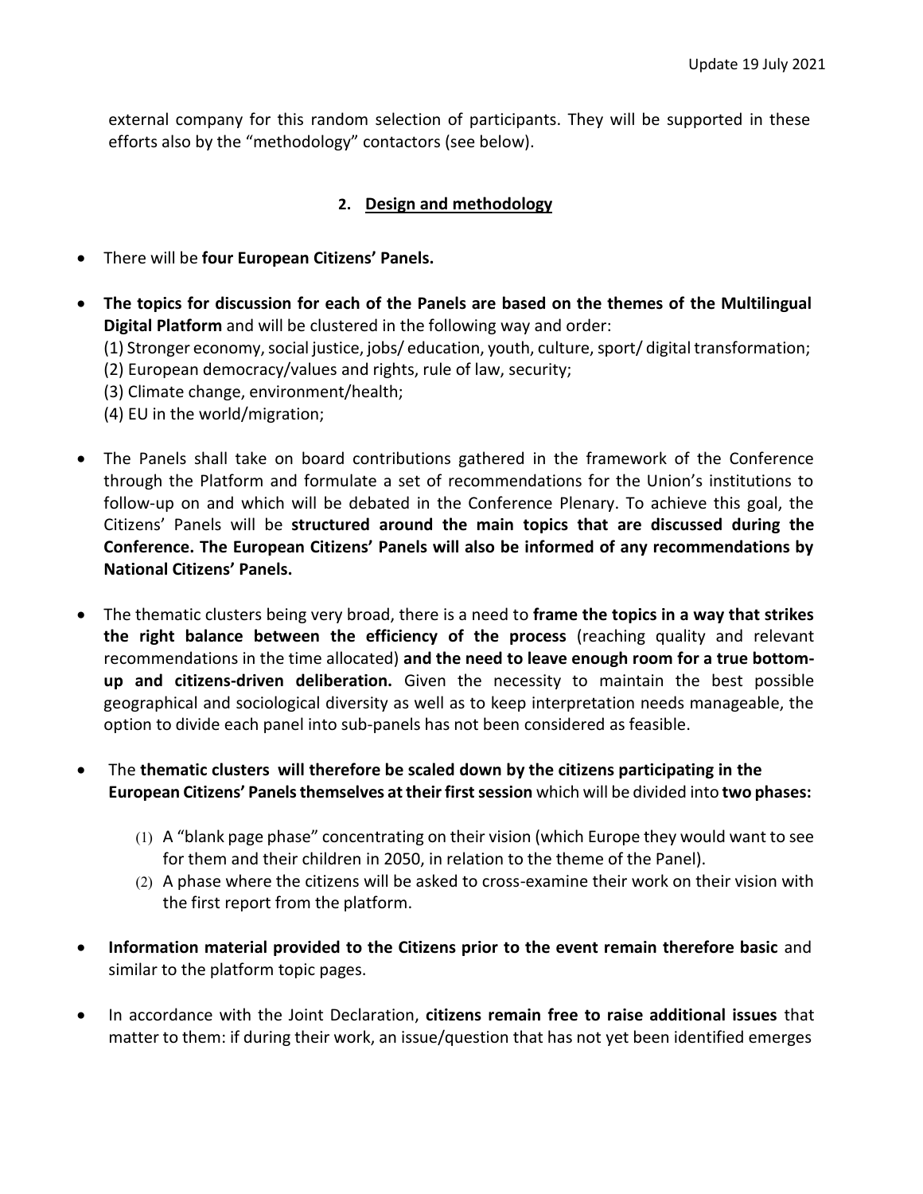external company for this random selection of participants. They will be supported in these efforts also by the "methodology" contactors (see below).

## 2. Design and methodology

- There will be **four European Citizens' Panels.**

- **The topics for discussion for each of the Panels are based on the themes of the Multilingual Digital Platform** and will be clustered in the following way and order:
  (1) Stronger economy, social justice, jobs/ education, youth, culture, sport/ digital transformation;
  (2) European democracy/values and rights, rule of law, security;
  (3) Climate change, environment/health;
  (4) EU in the world/migration;

- The Panels shall take on board contributions gathered in the framework of the Conference through the Platform and formulate a set of recommendations for the Union's institutions to follow-up on and which will be debated in the Conference Plenary. To achieve this goal, the Citizens' Panels will be **structured around the main topics that are discussed during the Conference. The European Citizens' Panels will also be informed of any recommendations by National Citizens' Panels.**

- The thematic clusters being very broad, there is a need to **frame the topics in a way that strikes the right balance between the efficiency of the process** (reaching quality and relevant recommendations in the time allocated) **and the need to leave enough room for a true bottom-up and citizens-driven deliberation.** Given the necessity to maintain the best possible geographical and sociological diversity as well as to keep interpretation needs manageable, the option to divide each panel into sub-panels has not been considered as feasible.

- The **thematic clusters will therefore be scaled down by the citizens participating in the European Citizens' Panels themselves at their first session** which will be divided into **two phases:**

  (1) A "blank page phase" concentrating on their vision (which Europe they would want to see for them and their children in 2050, in relation to the theme of the Panel).
  (2) A phase where the citizens will be asked to cross-examine their work on their vision with the first report from the platform.

- **Information material provided to the Citizens prior to the event remain therefore basic** and similar to the platform topic pages.

- In accordance with the Joint Declaration, **citizens remain free to raise additional issues** that matter to them: if during their work, an issue/question that has not yet been identified emerges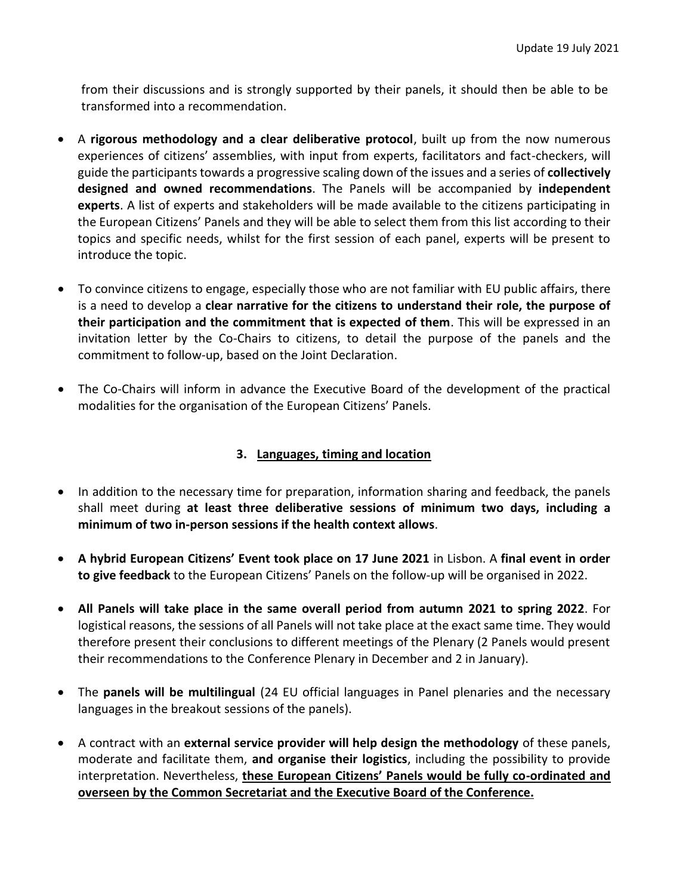from their discussions and is strongly supported by their panels, it should then be able to be transformed into a recommendation.

- A **rigorous methodology and a clear deliberative protocol**, built up from the now numerous experiences of citizens' assemblies, with input from experts, facilitators and fact-checkers, will guide the participants towards a progressive scaling down of the issues and a series of **collectively designed and owned recommendations**. The Panels will be accompanied by **independent experts**. A list of experts and stakeholders will be made available to the citizens participating in the European Citizens' Panels and they will be able to select them from this list according to their topics and specific needs, whilst for the first session of each panel, experts will be present to introduce the topic.

- To convince citizens to engage, especially those who are not familiar with EU public affairs, there is a need to develop a **clear narrative for the citizens to understand their role, the purpose of their participation and the commitment that is expected of them**. This will be expressed in an invitation letter by the Co-Chairs to citizens, to detail the purpose of the panels and the commitment to follow-up, based on the Joint Declaration.

- The Co-Chairs will inform in advance the Executive Board of the development of the practical modalities for the organisation of the European Citizens' Panels.

### 3. <u>Languages, timing and location</u>

- In addition to the necessary time for preparation, information sharing and feedback, the panels shall meet during **at least three deliberative sessions of minimum two days, including a minimum of two in-person sessions if the health context allows**.

- **A hybrid European Citizens' Event took place on 17 June 2021** in Lisbon. A **final event in order to give feedback** to the European Citizens' Panels on the follow-up will be organised in 2022.

- **All Panels will take place in the same overall period from autumn 2021 to spring 2022**. For logistical reasons, the sessions of all Panels will not take place at the exact same time. They would therefore present their conclusions to different meetings of the Plenary (2 Panels would present their recommendations to the Conference Plenary in December and 2 in January).

- The **panels will be multilingual** (24 EU official languages in Panel plenaries and the necessary languages in the breakout sessions of the panels).

- A contract with an **external service provider will help design the methodology** of these panels, moderate and facilitate them, **and organise their logistics**, including the possibility to provide interpretation. Nevertheless, **<u>these European Citizens' Panels would be fully co-ordinated and overseen by the Common Secretariat and the Executive Board of the Conference.</u>**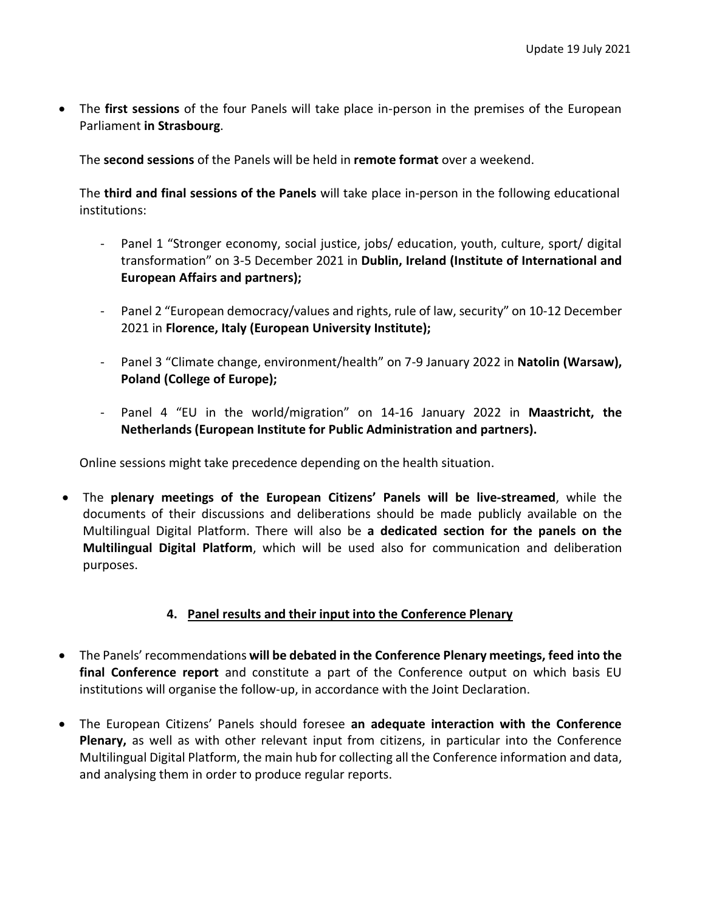- The **first sessions** of the four Panels will take place in-person in the premises of the European Parliament **in Strasbourg**.

  The **second sessions** of the Panels will be held in **remote format** over a weekend.

  The **third and final sessions of the Panels** will take place in-person in the following educational institutions:

  - Panel 1 “Stronger economy, social justice, jobs/ education, youth, culture, sport/ digital transformation” on 3-5 December 2021 in **Dublin, Ireland (Institute of International and European Affairs and partners);**

  - Panel 2 “European democracy/values and rights, rule of law, security” on 10-12 December 2021 in **Florence, Italy (European University Institute);**

  - Panel 3 “Climate change, environment/health” on 7-9 January 2022 in **Natolin (Warsaw), Poland (College of Europe);**

  - Panel 4 “EU in the world/migration” on 14-16 January 2022 in **Maastricht, the Netherlands (European Institute for Public Administration and partners).**

  Online sessions might take precedence depending on the health situation.

- The **plenary meetings of the European Citizens’ Panels will be live-streamed**, while the documents of their discussions and deliberations should be made publicly available on the Multilingual Digital Platform. There will also be **a dedicated section for the panels on the Multilingual Digital Platform**, which will be used also for communication and deliberation purposes.

## 4. Panel results and their input into the Conference Plenary

- The Panels’ recommendations **will be debated in the Conference Plenary meetings, feed into the final Conference report** and constitute a part of the Conference output on which basis EU institutions will organise the follow-up, in accordance with the Joint Declaration.

- The European Citizens’ Panels should foresee **an adequate interaction with the Conference Plenary,** as well as with other relevant input from citizens, in particular into the Conference Multilingual Digital Platform, the main hub for collecting all the Conference information and data, and analysing them in order to produce regular reports.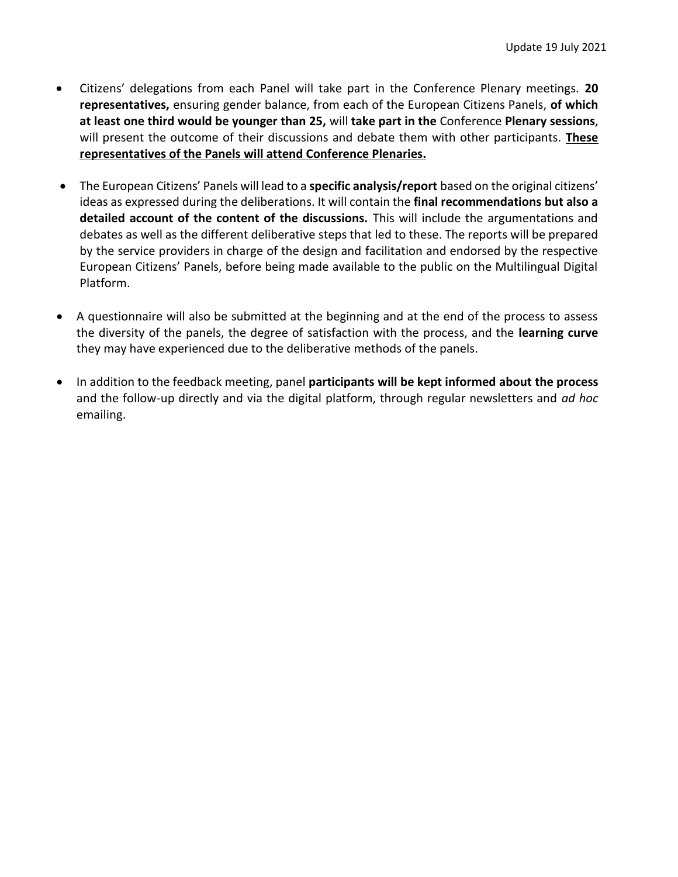- Citizens' delegations from each Panel will take part in the Conference Plenary meetings. **20 representatives,** ensuring gender balance, from each of the European Citizens Panels, **of which at least one third would be younger than 25,** will **take part in the** Conference **Plenary sessions**, will present the outcome of their discussions and debate them with other participants. **<u>These representatives of the Panels will attend Conference Plenaries.</u>**

- The European Citizens' Panels will lead to a **specific analysis/report** based on the original citizens' ideas as expressed during the deliberations. It will contain the **final recommendations but also a detailed account of the content of the discussions.** This will include the argumentations and debates as well as the different deliberative steps that led to these. The reports will be prepared by the service providers in charge of the design and facilitation and endorsed by the respective European Citizens' Panels, before being made available to the public on the Multilingual Digital Platform.

- A questionnaire will also be submitted at the beginning and at the end of the process to assess the diversity of the panels, the degree of satisfaction with the process, and the **learning curve** they may have experienced due to the deliberative methods of the panels.

- In addition to the feedback meeting, panel **participants will be kept informed about the process** and the follow-up directly and via the digital platform, through regular newsletters and *ad hoc* emailing.